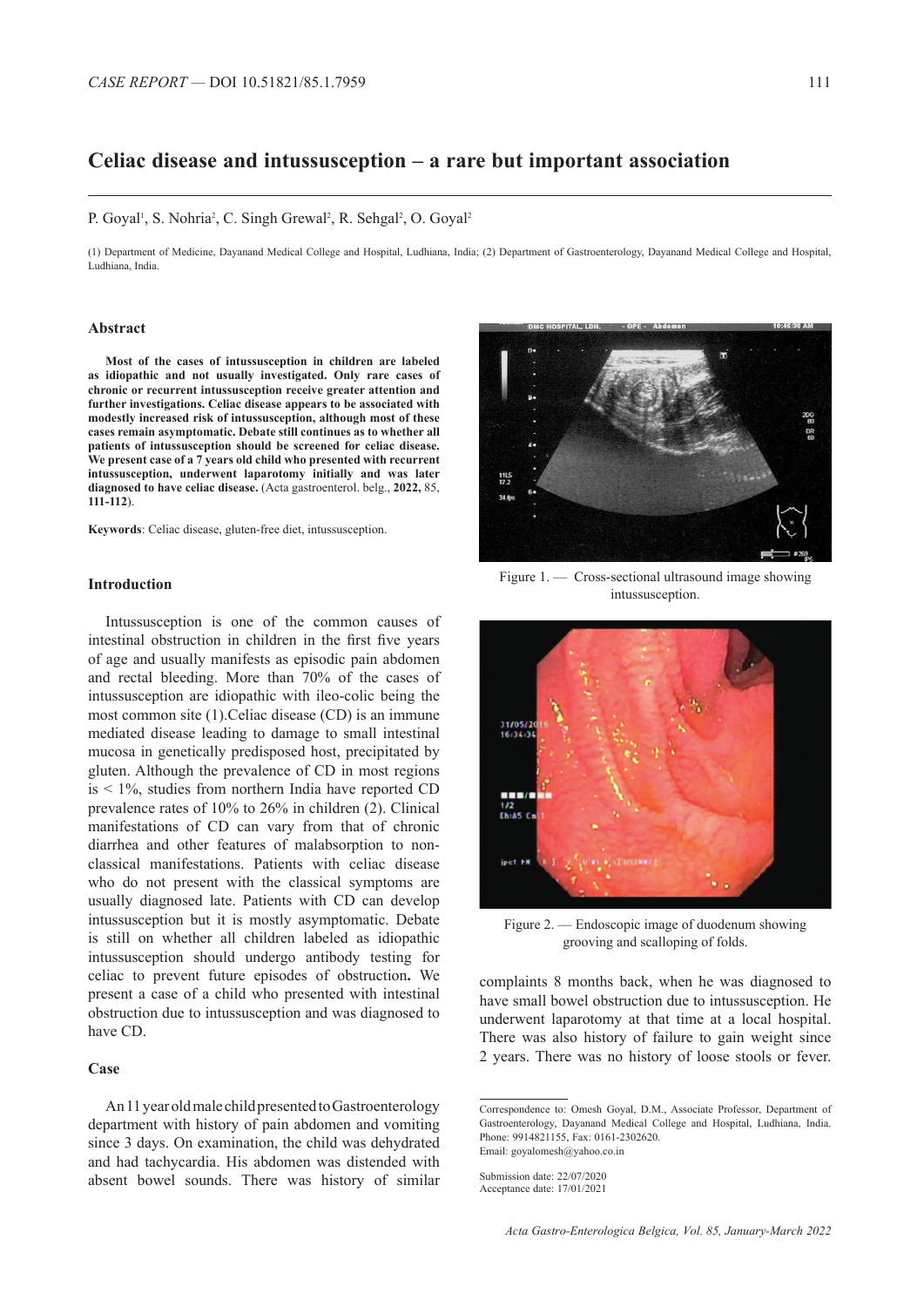*CASE REPORT* — DOI 10.51821/85.1.7959

# Celiac disease and intussusception – a rare but important association

P. Goyal[1], S. Nohria[2], C. Singh Grewal[2], R. Sehgal[2], O. Goyal[2]

(1) Department of Medicine, Dayanand Medical College and Hospital, Ludhiana, India; (2) Department of Gastroenterology, Dayanand Medical College and Hospital, Ludhiana, India.

## Abstract

**Most of the cases of intussusception in children are labeled as idiopathic and not usually investigated. Only rare cases of chronic or recurrent intussusception receive greater attention and further investigations. Celiac disease appears to be associated with modestly increased risk of intussusception, although most of these cases remain asymptomatic. Debate still continues as to whether all patients of intussusception should be screened for celiac disease. We present case of a 7 years old child who presented with recurrent intussusception, underwent laparotomy initially and was later diagnosed to have celiac disease.** (Acta gastroenterol. belg., **2022,** 85, **111-112**).

**Keywords**: Celiac disease, gluten-free diet, intussusception.

## Introduction

Intussusception is one of the common causes of intestinal obstruction in children in the first five years of age and usually manifests as episodic pain abdomen and rectal bleeding. More than 70% of the cases of intussusception are idiopathic with ileo-colic being the most common site (1).Celiac disease (CD) is an immune mediated disease leading to damage to small intestinal mucosa in genetically predisposed host, precipitated by gluten. Although the prevalence of CD in most regions is < 1%, studies from northern India have reported CD prevalence rates of 10% to 26% in children (2). Clinical manifestations of CD can vary from that of chronic diarrhea and other features of malabsorption to non-classical manifestations. Patients with celiac disease who do not present with the classical symptoms are usually diagnosed late. Patients with CD can develop intussusception but it is mostly asymptomatic. Debate is still on whether all children labeled as idiopathic intussusception should undergo antibody testing for celiac to prevent future episodes of obstruction**.** We present a case of a child who presented with intestinal obstruction due to intussusception and was diagnosed to have CD.

## Case

An 11 year old male child presented to Gastroenterology department with history of pain abdomen and vomiting since 3 days. On examination, the child was dehydrated and had tachycardia. His abdomen was distended with absent bowel sounds. There was history of similar complaints 8 months back, when he was diagnosed to have small bowel obstruction due to intussusception. He underwent laparotomy at that time at a local hospital. There was also history of failure to gain weight since 2 years. There was no history of loose stools or fever.

Figure 1. — Cross-sectional ultrasound image showing intussusception.

Figure 2. — Endoscopic image of duodenum showing grooving and scalloping of folds.

Correspondence to: Omesh Goyal, D.M., Associate Professor, Department of Gastroenterology, Dayanand Medical College and Hospital, Ludhiana, India. Phone: 9914821155, Fax: 0161-2302620.
Email: goyalomesh@yahoo.co.in

Submission date: 22/07/2020
Acceptance date: 17/01/2021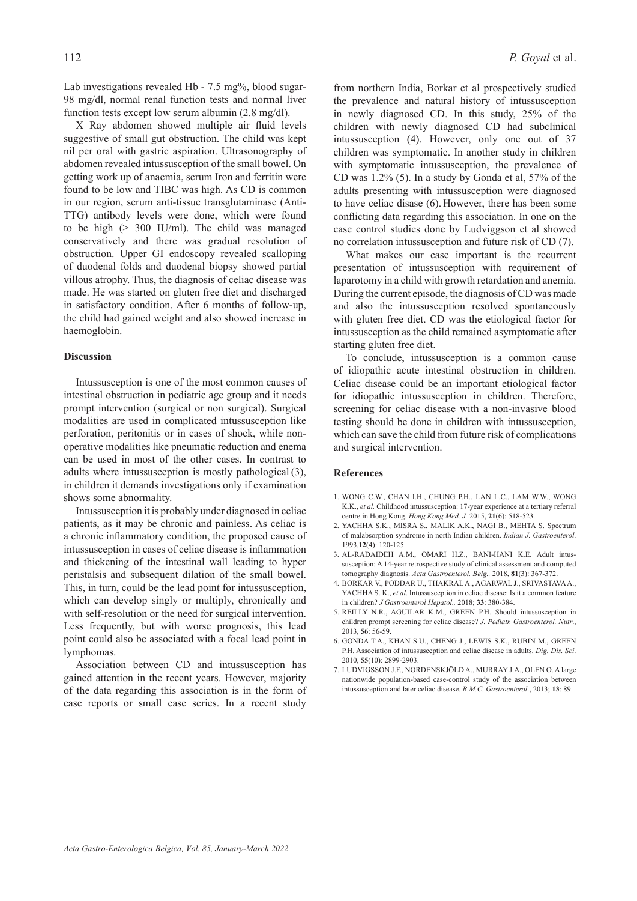Lab investigations revealed Hb - 7.5 mg%, blood sugar-98 mg/dl, normal renal function tests and normal liver function tests except low serum albumin (2.8 mg/dl).

X Ray abdomen showed multiple air fluid levels suggestive of small gut obstruction. The child was kept nil per oral with gastric aspiration. Ultrasonography of abdomen revealed intussusception of the small bowel. On getting work up of anaemia, serum Iron and ferritin were found to be low and TIBC was high. As CD is common in our region, serum anti-tissue transglutaminase (Anti-TTG) antibody levels were done, which were found to be high (> 300 IU/ml). The child was managed conservatively and there was gradual resolution of obstruction. Upper GI endoscopy revealed scalloping of duodenal folds and duodenal biopsy showed partial villous atrophy. Thus, the diagnosis of celiac disease was made. He was started on gluten free diet and discharged in satisfactory condition. After 6 months of follow-up, the child had gained weight and also showed increase in haemoglobin.

## Discussion

Intussusception is one of the most common causes of intestinal obstruction in pediatric age group and it needs prompt intervention (surgical or non surgical). Surgical modalities are used in complicated intussusception like perforation, peritonitis or in cases of shock, while non-operative modalities like pneumatic reduction and enema can be used in most of the other cases. In contrast to adults where intussusception is mostly pathological (3), in children it demands investigations only if examination shows some abnormality.

Intussusception it is probably under diagnosed in celiac patients, as it may be chronic and painless. As celiac is a chronic inflammatory condition, the proposed cause of intussusception in cases of celiac disease is inflammation and thickening of the intestinal wall leading to hyper peristalsis and subsequent dilation of the small bowel. This, in turn, could be the lead point for intussusception, which can develop singly or multiply, chronically and with self-resolution or the need for surgical intervention. Less frequently, but with worse prognosis, this lead point could also be associated with a focal lead point in lymphomas.

Association between CD and intussusception has gained attention in the recent years. However, majority of the data regarding this association is in the form of case reports or small case series. In a recent study from northern India, Borkar et al prospectively studied the prevalence and natural history of intussusception in newly diagnosed CD. In this study, 25% of the children with newly diagnosed CD had subclinical intussusception (4). However, only one out of 37 children was symptomatic. In another study in children with symptomatic intussusception, the prevalence of CD was 1.2% (5). In a study by Gonda et al, 57% of the adults presenting with intussusception were diagnosed to have celiac disase (6). However, there has been some conflicting data regarding this association. In one on the case control studies done by Ludviggson et al showed no correlation intussusception and future risk of CD (7).

What makes our case important is the recurrent presentation of intussusception with requirement of laparotomy in a child with growth retardation and anemia. During the current episode, the diagnosis of CD was made and also the intussusception resolved spontaneously with gluten free diet. CD was the etiological factor for intussusception as the child remained asymptomatic after starting gluten free diet.

To conclude, intussusception is a common cause of idiopathic acute intestinal obstruction in children. Celiac disease could be an important etiological factor for idiopathic intussusception in children. Therefore, screening for celiac disease with a non-invasive blood testing should be done in children with intussusception, which can save the child from future risk of complications and surgical intervention.

## References

1. WONG C.W., CHAN I.H., CHUNG P.H., LAN L.C., LAM W.W., WONG K.K., *et al.* Childhood intussusception: 17-year experience at a tertiary referral centre in Hong Kong. *Hong Kong Med. J.* 2015, **21**(6): 518-523.
2. YACHHA S.K., MISRA S., MALIK A.K., NAGI B., MEHTA S. Spectrum of malabsorption syndrome in north Indian children. *Indian J. Gastroenterol*. 1993,**12**(4): 120-125.
3. AL-RADAIDEH A.M., OMARI H.Z., BANI-HANI K.E. Adult intussusception: A 14-year retrospective study of clinical assessment and computed tomography diagnosis. *Acta Gastroenterol. Belg.,* 2018, **81**(3): 367-372.
4. BORKAR V., PODDAR U., THAKRAL A., AGARWAL J., SRIVASTAVA A., YACHHA S. K., *et al*. Intussusception in celiac disease: Is it a common feature in children? *J Gastroenterol Hepatol.,* 2018; **33**: 380-384.
5. REILLY N.R., AGUILAR K.M., GREEN P.H. Should intussusception in children prompt screening for celiac disease? *J. Pediatr. Gastroenterol. Nutr*., 2013, **56**: 56-59.
6. GONDA T.A., KHAN S.U., CHENG J., LEWIS S.K., RUBIN M., GREEN P.H. Association of intussusception and celiac disease in adults. *Dig. Dis. Sci*. 2010, **55**(10): 2899-2903.
7. LUDVIGSSON J.F., NORDENSKJÖLD A., MURRAY J.A., OLÉN O. A large nationwide population-based case-control study of the association between intussusception and later celiac disease. *B.M.C. Gastroenterol*., 2013; **13**: 89.